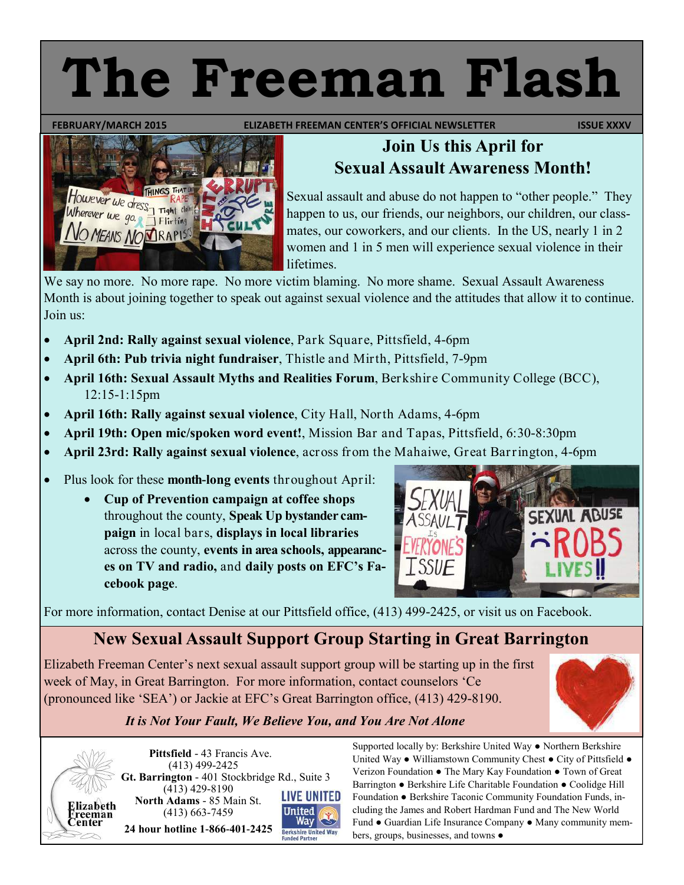# The Freeman Flash

**FEBRUARY/MARCH 2015** | **ELIZABETH FREEMAN CENTER'S OFFICIAL NEWSLETTER** | **ISSUE XXXV**

## Join Us this April for Sexual Assault Awareness Month!

Sexual assault and abuse do not happen to "other people." They happen to us, our friends, our neighbors, our children, our classmates, our coworkers, and our clients. In the US, nearly 1 in 2 women and 1 in 5 men will experience sexual violence in their lifetimes.

We say no more. No more rape. No more victim blaming. No more shame. Sexual Assault Awareness Month is about joining together to speak out against sexual violence and the attitudes that allow it to continue. Join us:

- **April 2nd: Rally against sexual violence**, Park Square, Pittsfield, 4-6pm
- **April 6th: Pub trivia night fundraiser**, Thistle and Mirth, Pittsfield, 7-9pm
- **April 16th: Sexual Assault Myths and Realities Forum**, Berkshire Community College (BCC), 12:15-1:15pm
- **April 16th: Rally against sexual violence**, City Hall, North Adams, 4-6pm
- **April 19th: Open mic/spoken word event!**, Mission Bar and Tapas, Pittsfield, 6:30-8:30pm
- **April 23rd: Rally against sexual violence**, across from the Mahaiwe, Great Barrington, 4-6pm

- Plus look for these **month-long events** throughout April:
  - **Cup of Prevention campaign at coffee shops** throughout the county, **Speak Up bystander campaign** in local bars, **displays in local libraries** across the county, **events in area schools, appearances on TV and radio,** and **daily posts on EFC's Facebook page**.

For more information, contact Denise at our Pittsfield office, (413) 499-2425, or visit us on Facebook.

## New Sexual Assault Support Group Starting in Great Barrington

Elizabeth Freeman Center's next sexual assault support group will be starting up in the first week of May, in Great Barrington. For more information, contact counselors 'Ce (pronounced like 'SEA') or Jackie at EFC's Great Barrington office, (413) 429-8190.

***It is Not Your Fault, We Believe You, and You Are Not Alone***

Elizabeth Freeman Center

**Pittsfield** - 43 Francis Ave.
(413) 499-2425
**Gt. Barrington** - 401 Stockbridge Rd., Suite 3
(413) 429-8190
**North Adams** - 85 Main St.
(413) 663-7459
**24 hour hotline 1-866-401-2425**

LIVE UNITED — United Way — Berkshire United Way Funded Partner

Supported locally by: Berkshire United Way ● Northern Berkshire United Way ● Williamstown Community Chest ● City of Pittsfield ● Verizon Foundation ● The Mary Kay Foundation ● Town of Great Barrington ● Berkshire Life Charitable Foundation ● Coolidge Hill Foundation ● Berkshire Taconic Community Foundation Funds, including the James and Robert Hardman Fund and The New World Fund ● Guardian Life Insurance Company ● Many community members, groups, businesses, and towns ●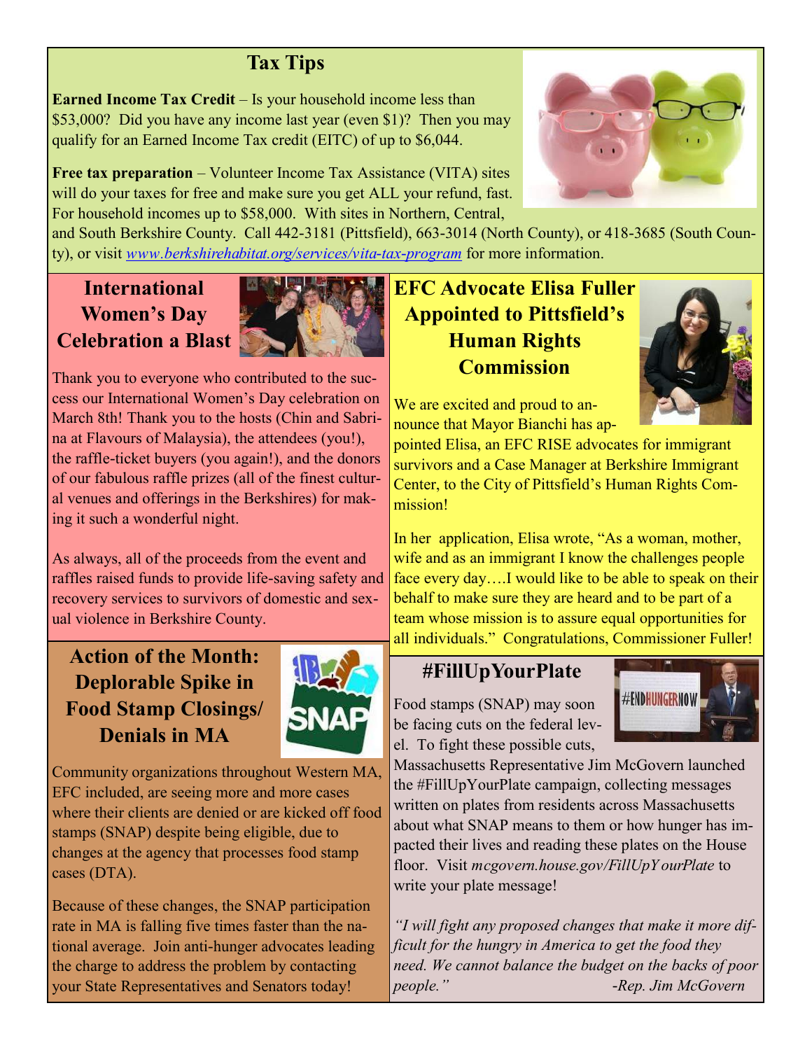## Tax Tips

**Earned Income Tax Credit** – Is your household income less than $53,000? Did you have any income last year (even $1)? Then you may qualify for an Earned Income Tax credit (EITC) of up to $6,044.

**Free tax preparation** – Volunteer Income Tax Assistance (VITA) sites will do your taxes for free and make sure you get ALL your refund, fast. For household incomes up to $58,000. With sites in Northern, Central, and South Berkshire County. Call 442-3181 (Pittsfield), 663-3014 (North County), or 418-3685 (South County), or visit *www.berkshirehabitat.org/services/vita-tax-program* for more information.

## International Women's Day Celebration a Blast

Thank you to everyone who contributed to the success our International Women's Day celebration on March 8th! Thank you to the hosts (Chin and Sabrina at Flavours of Malaysia), the attendees (you!), the raffle-ticket buyers (you again!), and the donors of our fabulous raffle prizes (all of the finest cultural venues and offerings in the Berkshires) for making it such a wonderful night.

As always, all of the proceeds from the event and raffles raised funds to provide life-saving safety and recovery services to survivors of domestic and sexual violence in Berkshire County.

## Action of the Month: Deplorable Spike in Food Stamp Closings/ Denials in MA

Community organizations throughout Western MA, EFC included, are seeing more and more cases where their clients are denied or are kicked off food stamps (SNAP) despite being eligible, due to changes at the agency that processes food stamp cases (DTA).

Because of these changes, the SNAP participation rate in MA is falling five times faster than the national average. Join anti-hunger advocates leading the charge to address the problem by contacting your State Representatives and Senators today!

## EFC Advocate Elisa Fuller Appointed to Pittsfield's Human Rights Commission

We are excited and proud to announce that Mayor Bianchi has appointed Elisa, an EFC RISE advocates for immigrant survivors and a Case Manager at Berkshire Immigrant Center, to the City of Pittsfield's Human Rights Commission!

In her application, Elisa wrote, "As a woman, mother, wife and as an immigrant I know the challenges people face every day….I would like to be able to speak on their behalf to make sure they are heard and to be part of a team whose mission is to assure equal opportunities for all individuals." Congratulations, Commissioner Fuller!

## #FillUpYourPlate

Food stamps (SNAP) may soon be facing cuts on the federal level. To fight these possible cuts, Massachusetts Representative Jim McGovern launched the #FillUpYourPlate campaign, collecting messages written on plates from residents across Massachusetts about what SNAP means to them or how hunger has impacted their lives and reading these plates on the House floor. Visit *mcgovern.house.gov/FillUpYourPlate* to write your plate message!

*"I will fight any proposed changes that make it more difficult for the hungry in America to get the food they need. We cannot balance the budget on the backs of poor people."* *-Rep. Jim McGovern*